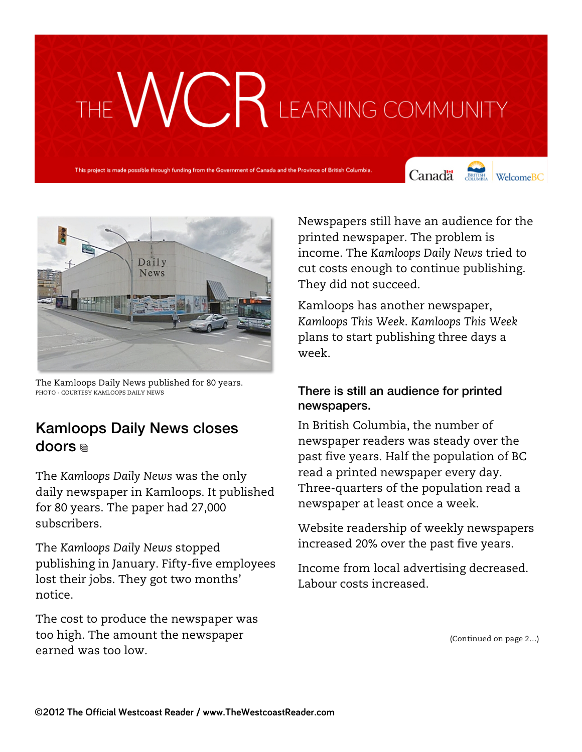THE WCR LEARNING COMMUNITY

This project is made possible through funding from the Government of Canada and the Province of British Columbia.

The Kamloops Daily News published for 80 years.
PHOTO - COURTESY KAMLOOPS DAILY NEWS

## Kamloops Daily News closes doors

The *Kamloops Daily News* was the only daily newspaper in Kamloops. It published for 80 years. The paper had 27,000 subscribers.

The *Kamloops Daily News* stopped publishing in January. Fifty-five employees lost their jobs. They got two months' notice.

The cost to produce the newspaper was too high. The amount the newspaper earned was too low.

Newspapers still have an audience for the printed newspaper. The problem is income. The *Kamloops Daily News* tried to cut costs enough to continue publishing. They did not succeed.

Kamloops has another newspaper, *Kamloops This Week*. *Kamloops This Week* plans to start publishing three days a week.

### There is still an audience for printed newspapers.

In British Columbia, the number of newspaper readers was steady over the past five years. Half the population of BC read a printed newspaper every day. Three-quarters of the population read a newspaper at least once a week.

Website readership of weekly newspapers increased 20% over the past five years.

Income from local advertising decreased. Labour costs increased.

(Continued on page 2...)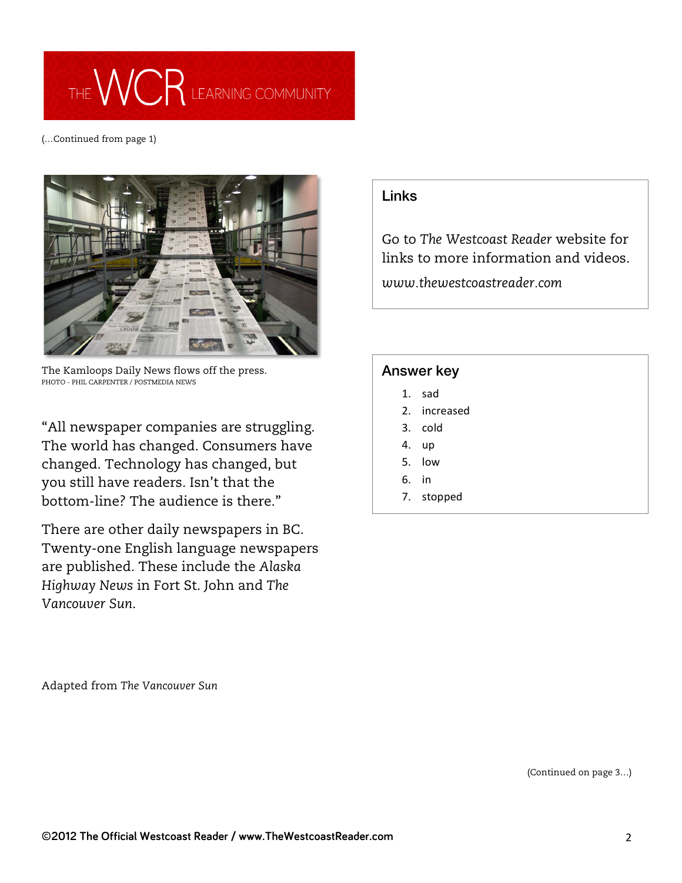(...Continued from page 1)

The Kamloops Daily News flows off the press.
PHOTO - PHIL CARPENTER / POSTMEDIA NEWS

"All newspaper companies are struggling. The world has changed. Consumers have changed. Technology has changed, but you still have readers. Isn't that the bottom-line? The audience is there."

There are other daily newspapers in BC. Twenty-one English language newspapers are published. These include the *Alaska Highway News* in Fort St. John and *The Vancouver Sun*.

Adapted from *The Vancouver Sun*

## Links

Go to *The Westcoast Reader* website for links to more information and videos.

*www.thewestcoastreader.com*

## Answer key

1. sad
2. increased
3. cold
4. up
5. low
6. in
7. stopped

(Continued on page 3...)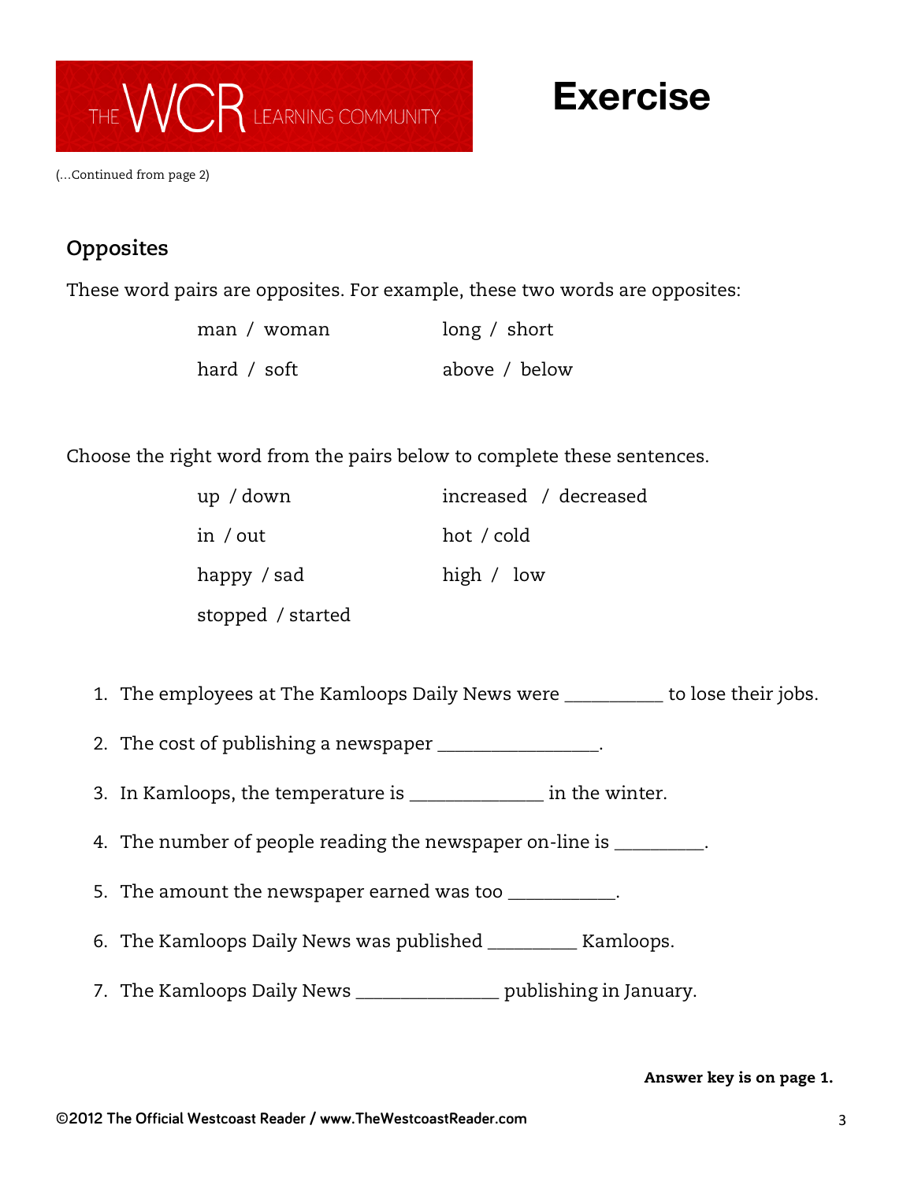THE WCR LEARNING COMMUNITY

# Exercise

(…Continued from page 2)

## Opposites

These word pairs are opposites. For example, these two words are opposites:

| | |
|---|---|
| man / woman | long / short |
| hard / soft | above / below |

Choose the right word from the pairs below to complete these sentences.

| | |
|---|---|
| up / down | increased / decreased |
| in / out | hot / cold |
| happy / sad | high / low |
| stopped / started | |

1. The employees at The Kamloops Daily News were __________ to lose their jobs.
2. The cost of publishing a newspaper ________________.
3. In Kamloops, the temperature is ______________ in the winter.
4. The number of people reading the newspaper on-line is _________.
5. The amount the newspaper earned was too ___________.
6. The Kamloops Daily News was published _________ Kamloops.
7. The Kamloops Daily News _______________ publishing in January.

**Answer key is on page 1.**

**©2012 The Official Westcoast Reader / www.TheWestcoastReader.com**